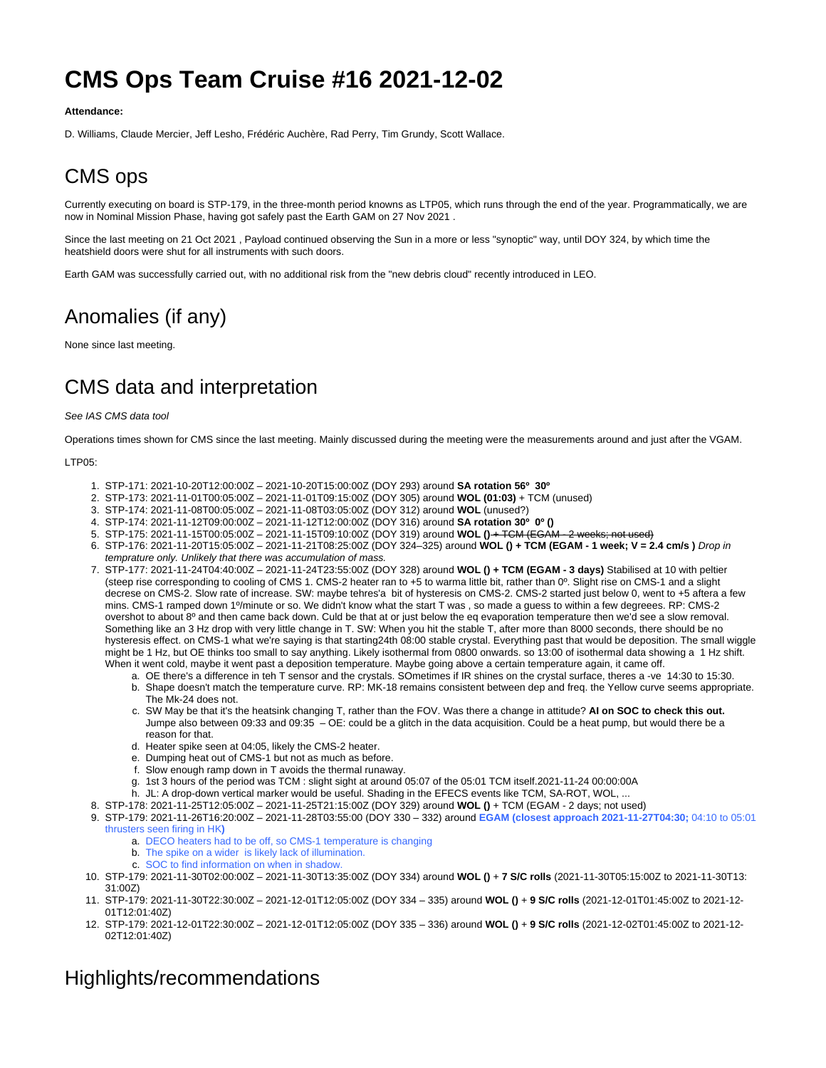# CMS Ops Team Cruise #16 2021-12-02

**Attendance:**

D. Williams, Claude Mercier, Jeff Lesho, Frédéric Auchère, Rad Perry, Tim Grundy, Scott Wallace.

## CMS ops

Currently executing on board is STP-179, in the three-month period knowns as LTP05, which runs through the end of the year. Programmatically, we are now in Nominal Mission Phase, having got safely past the Earth GAM on 27 Nov 2021 .

Since the last meeting on 21 Oct 2021 , Payload continued observing the Sun in a more or less "synoptic" way, until DOY 324, by which time the heatshield doors were shut for all instruments with such doors.

Earth GAM was successfully carried out, with no additional risk from the "new debris cloud" recently introduced in LEO.

## Anomalies (if any)

None since last meeting.

## CMS data and interpretation

*See IAS CMS data tool*

Operations times shown for CMS since the last meeting. Mainly discussed during the meeting were the measurements around and just after the VGAM.

LTP05:

1. STP-171: 2021-10-20T12:00:00Z – 2021-10-20T15:00:00Z (DOY 293) around **SA rotation 56º 30º**
2. STP-173: 2021-11-01T00:05:00Z – 2021-11-01T09:15:00Z (DOY 305) around **WOL (01:03)** + TCM (unused)
3. STP-174: 2021-11-08T00:05:00Z – 2021-11-08T03:05:00Z (DOY 312) around **WOL** (unused?)
4. STP-174: 2021-11-12T09:00:00Z – 2021-11-12T12:00:00Z (DOY 316) around **SA rotation 30º 0º ()**
5. STP-175: 2021-11-15T00:05:00Z – 2021-11-15T09:10:00Z (DOY 319) around **WOL ()** ~~+ TCM (EGAM - 2 weeks; not used)~~
6. STP-176: 2021-11-20T15:05:00Z – 2021-11-21T08:25:00Z (DOY 324–325) around **WOL () + TCM (EGAM - 1 week; V = 2.4 cm/s )** *Drop in temprature only. Unlikely that there was accumulation of mass.*
7. STP-177: 2021-11-24T04:40:00Z – 2021-11-24T23:55:00Z (DOY 328) around **WOL () + TCM (EGAM - 3 days)** Stabilised at 10 with peltier (steep rise corresponding to cooling of CMS 1. CMS-2 heater ran to +5 to warma little bit, rather than 0º. Slight rise on CMS-1 and a slight decrese on CMS-2. Slow rate of increase. SW: maybe tehres'a bit of hysteresis on CMS-2. CMS-2 started just below 0, went to +5 aftera a few mins. CMS-1 ramped down 1º/minute or so. We didn't know what the start T was , so made a guess to within a few degreees. RP: CMS-2 overshot to about 8º and then came back down. Culd be that at or just below the eq evaporation temperature then we'd see a slow removal. Something like an 3 Hz drop with very little change in T. SW: When you hit the stable T, after more than 8000 seconds, there should be no hysteresis effect. on CMS-1 what we're saying is that starting24th 08:00 stable crystal. Everything past that would be deposition. The small wiggle might be 1 Hz, but OE thinks too small to say anything. Likely isothermal from 0800 onwards. so 13:00 of isothermal data showing a 1 Hz shift. When it went cold, maybe it went past a deposition temperature. Maybe going above a certain temperature again, it came off.
   1. OE there's a difference in teh T sensor and the crystals. SOmetimes if IR shines on the crystal surface, theres a -ve 14:30 to 15:30.
   2. Shape doesn't match the temperature curve. RP: MK-18 remains consistent between dep and freq. the Yellow curve seems appropriate. The Mk-24 does not.
   3. SW May be that it's the heatsink changing T, rather than the FOV. Was there a change in attitude? **AI on SOC to check this out.** Jumpe also between 09:33 and 09:35 – OE: could be a glitch in the data acquisition. Could be a heat pump, but would there be a reason for that.
   4. Heater spike seen at 04:05, likely the CMS-2 heater.
   5. Dumping heat out of CMS-1 but not as much as before.
   6. Slow enough ramp down in T avoids the thermal runaway.
   7. 1st 3 hours of the period was TCM : slight sight at around 05:07 of the 05:01 TCM itself.2021-11-24 00:00:00A
   8. JL: A drop-down vertical marker would be useful. Shading in the EFECS events like TCM, SA-ROT, WOL, ...
8. STP-178: 2021-11-25T12:05:00Z – 2021-11-25T21:15:00Z (DOY 329) around **WOL ()** + TCM (EGAM - 2 days; not used)
9. STP-179: 2021-11-26T16:20:00Z – 2021-11-28T03:55:00 (DOY 330 – 332) around **EGAM (closest approach 2021-11-27T04:30;** 04:10 to 05:01 thrusters seen firing in HK**)**
   1. DECO heaters had to be off, so CMS-1 temperature is changing
   2. The spike on a wider is likely lack of illumination.
   3. SOC to find information on when in shadow.
10. STP-179: 2021-11-30T02:00:00Z – 2021-11-30T13:35:00Z (DOY 334) around **WOL ()** + **7 S/C rolls** (2021-11-30T05:15:00Z to 2021-11-30T13:31:00Z)
11. STP-179: 2021-11-30T22:30:00Z – 2021-12-01T12:05:00Z (DOY 334 – 335) around **WOL ()** + **9 S/C rolls** (2021-12-01T01:45:00Z to 2021-12-01T12:01:40Z)
12. STP-179: 2021-12-01T22:30:00Z – 2021-12-01T12:05:00Z (DOY 335 – 336) around **WOL ()** + **9 S/C rolls** (2021-12-02T01:45:00Z to 2021-12-02T12:01:40Z)

## Highlights/recommendations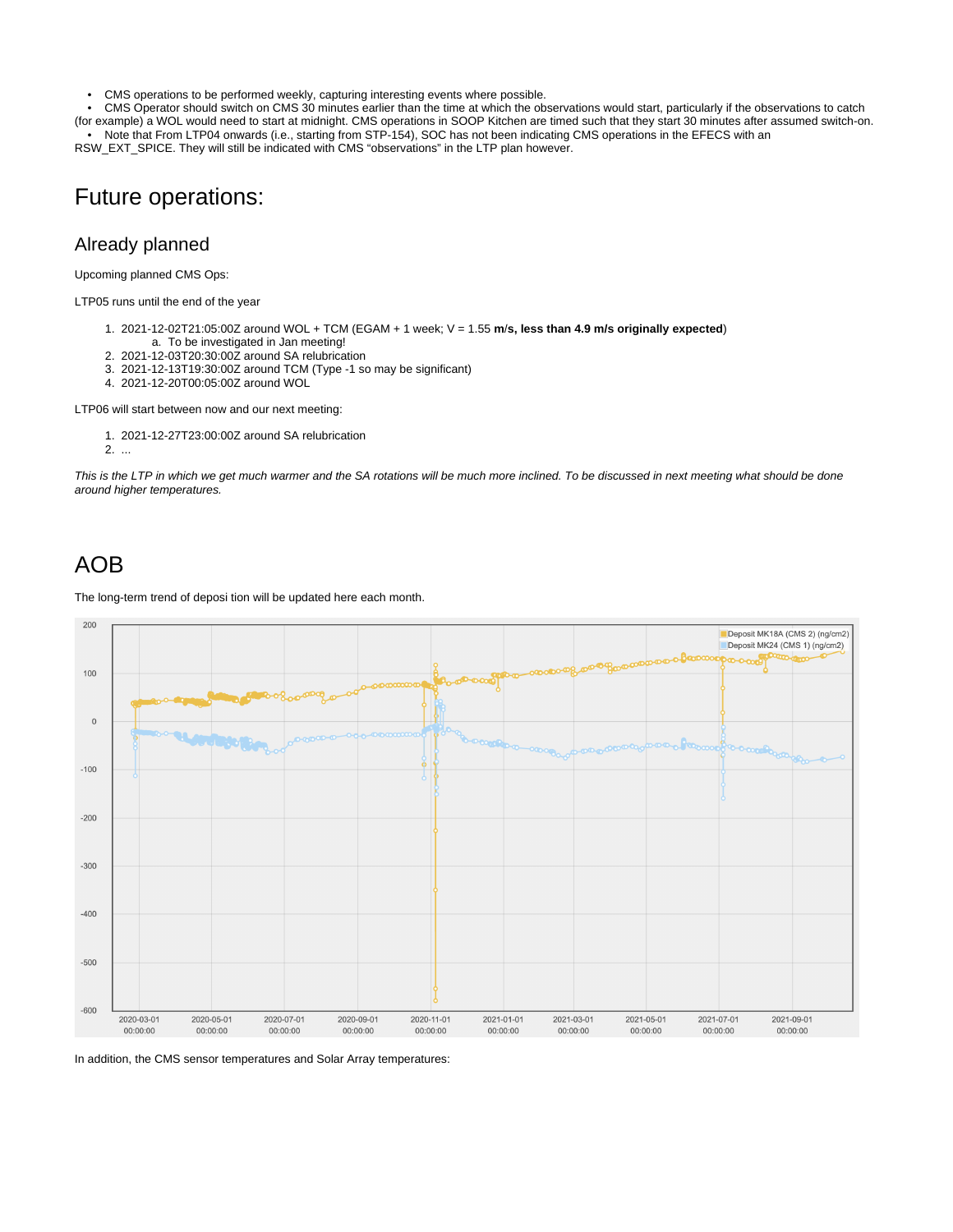- CMS operations to be performed weekly, capturing interesting events where possible.
- CMS Operator should switch on CMS 30 minutes earlier than the time at which the observations would start, particularly if the observations to catch (for example) a WOL would need to start at midnight. CMS operations in SOOP Kitchen are timed such that they start 30 minutes after assumed switch-on.
- Note that From LTP04 onwards (i.e., starting from STP-154), SOC has not been indicating CMS operations in the EFECS with an RSW_EXT_SPICE. They will still be indicated with CMS "observations" in the LTP plan however.

# Future operations:

## Already planned

Upcoming planned CMS Ops:

LTP05 runs until the end of the year

1. 2021-12-02T21:05:00Z around WOL + TCM (EGAM + 1 week; V = 1.55 **m/s, less than 4.9 m/s originally expected**)
   a. To be investigated in Jan meeting!
2. 2021-12-03T20:30:00Z around SA relubrication
3. 2021-12-13T19:30:00Z around TCM (Type -1 so may be significant)
4. 2021-12-20T00:05:00Z around WOL

LTP06 will start between now and our next meeting:

1. 2021-12-27T23:00:00Z around SA relubrication
2. ...

*This is the LTP in which we get much warmer and the SA rotations will be much more inclined. To be discussed in next meeting what should be done around higher temperatures.*

# AOB

The long-term trend of deposi tion will be updated here each month.

In addition, the CMS sensor temperatures and Solar Array temperatures: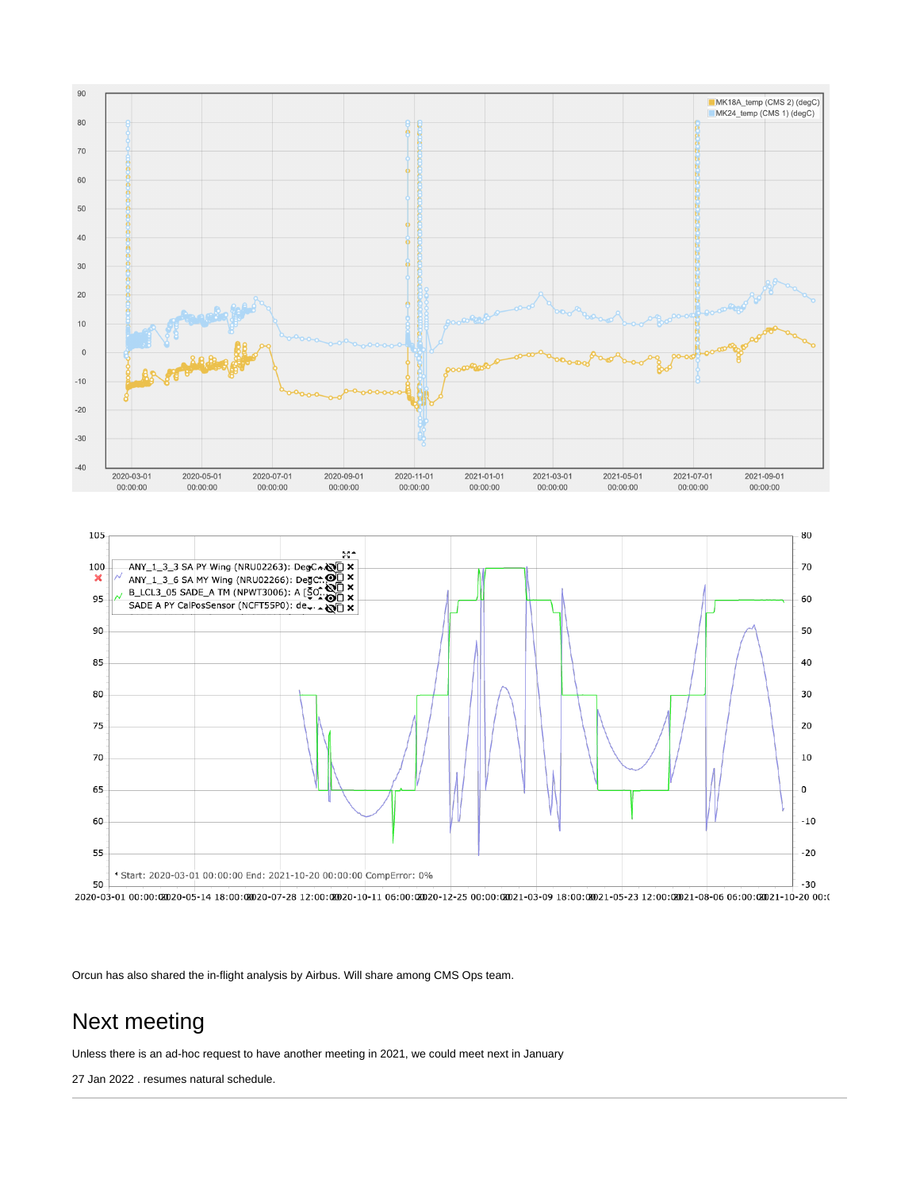Orcun has also shared the in-flight analysis by Airbus. Will share among CMS Ops team.

# Next meeting

Unless there is an ad-hoc request to have another meeting in 2021, we could meet next in January

27 Jan 2022 . resumes natural schedule.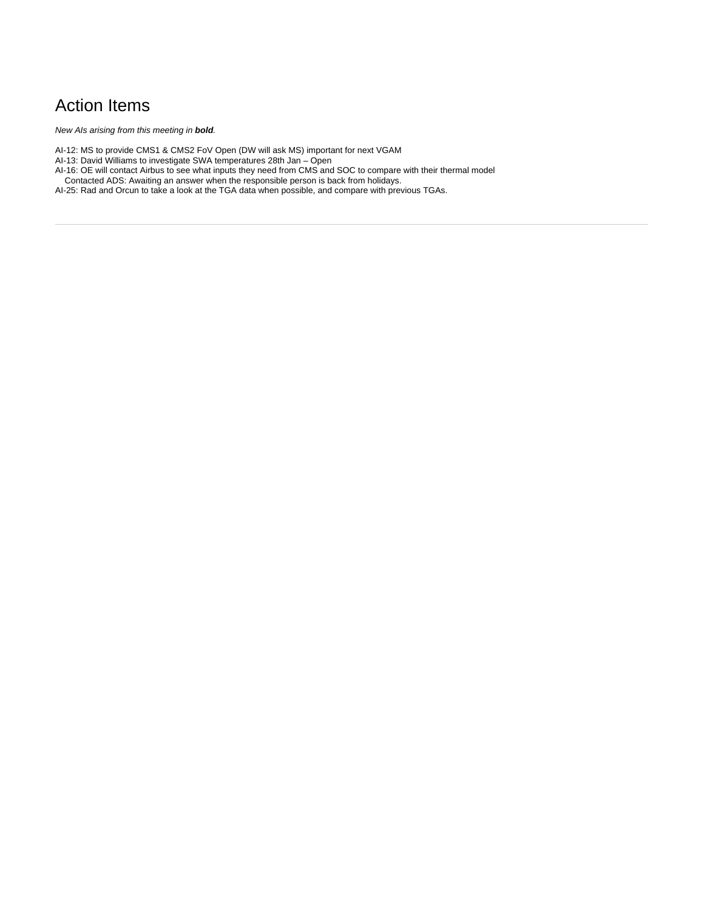# Action Items

*New AIs arising from this meeting in **bold**.*

AI-12: MS to provide CMS1 & CMS2 FoV Open (DW will ask MS) important for next VGAM
AI-13: David Williams to investigate SWA temperatures 28th Jan – Open
AI-16: OE will contact Airbus to see what inputs they need from CMS and SOC to compare with their thermal model
   Contacted ADS: Awaiting an answer when the responsible person is back from holidays.
AI-25: Rad and Orcun to take a look at the TGA data when possible, and compare with previous TGAs.